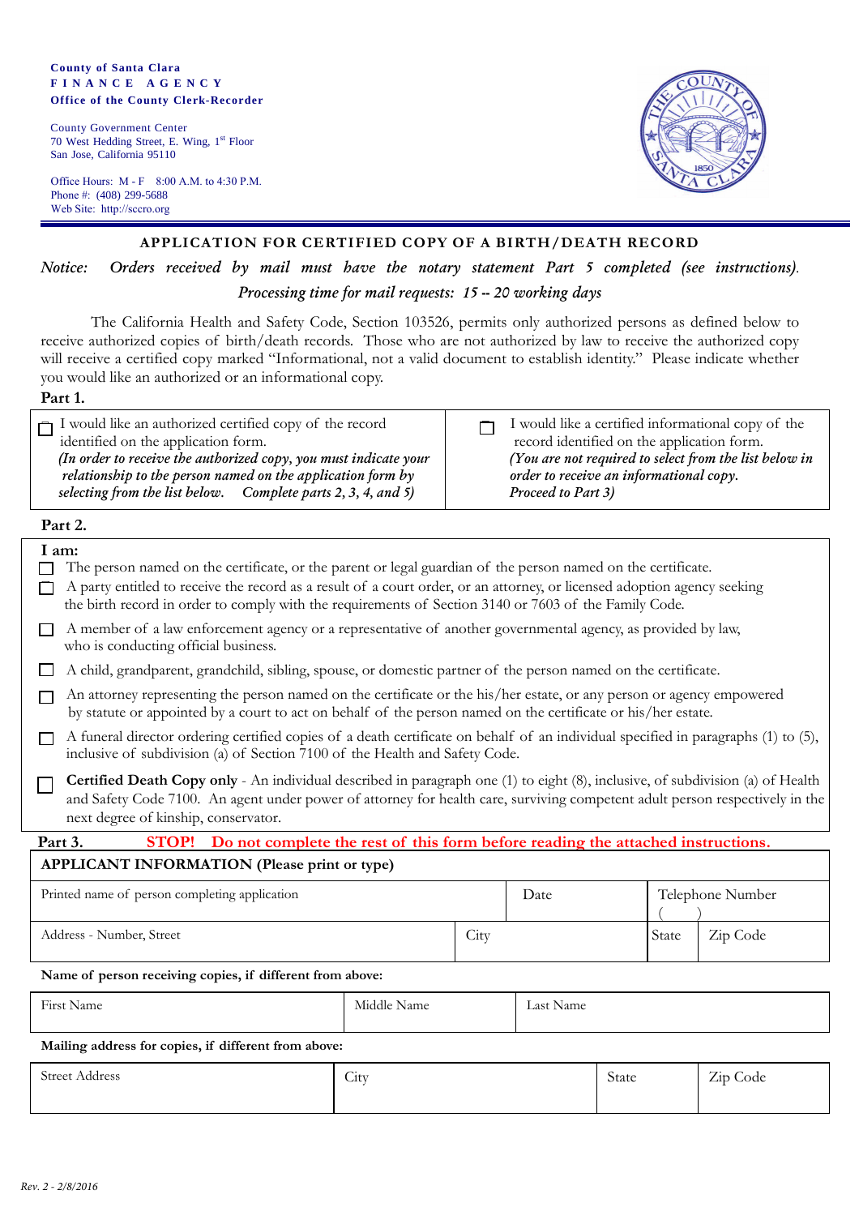**County of Santa Clara**
**F I N A N C E   A G E N C Y**
**Office of the County Clerk-Recorder**

County Government Center
70 West Hedding Street, E. Wing, 1st Floor
San Jose, California 95110

Office Hours: M - F 8:00 A.M. to 4:30 P.M.
Phone #: (408) 299-5688
Web Site: http://sccro.org

## APPLICATION FOR CERTIFIED COPY OF A BIRTH/DEATH RECORD

*Notice: Orders received by mail must have the notary statement Part 5 completed (see instructions).*
*Processing time for mail requests: 15 -- 20 working days*

The California Health and Safety Code, Section 103526, permits only authorized persons as defined below to receive authorized copies of birth/death records. Those who are not authorized by law to receive the authorized copy will receive a certified copy marked "Informational, not a valid document to establish identity." Please indicate whether you would like an authorized or an informational copy.

**Part 1.**

| | |
|---|---|
| ☐ I would like an authorized certified copy of the record identified on the application form. *(In order to receive the authorized copy, you must indicate your relationship to the person named on the application form by selecting from the list below. Complete parts 2, 3, 4, and 5)* | ☐ I would like a certified informational copy of the record identified on the application form. *(You are not required to select from the list below in order to receive an informational copy. Proceed to Part 3)* |

**Part 2.**

**I am:**

- ☐ The person named on the certificate, or the parent or legal guardian of the person named on the certificate.
- ☐ A party entitled to receive the record as a result of a court order, or an attorney, or licensed adoption agency seeking the birth record in order to comply with the requirements of Section 3140 or 7603 of the Family Code.
- ☐ A member of a law enforcement agency or a representative of another governmental agency, as provided by law, who is conducting official business.
- ☐ A child, grandparent, grandchild, sibling, spouse, or domestic partner of the person named on the certificate.
- ☐ An attorney representing the person named on the certificate or the his/her estate, or any person or agency empowered by statute or appointed by a court to act on behalf of the person named on the certificate or his/her estate.
- ☐ A funeral director ordering certified copies of a death certificate on behalf of an individual specified in paragraphs (1) to (5), inclusive of subdivision (a) of Section 7100 of the Health and Safety Code.
- ☐ **Certified Death Copy only** - An individual described in paragraph one (1) to eight (8), inclusive, of subdivision (a) of Health and Safety Code 7100. An agent under power of attorney for health care, surviving competent adult person respectively in the next degree of kinship, conservator.

**Part 3.** **STOP! Do not complete the rest of this form before reading the attached instructions.**

**APPLICANT INFORMATION (Please print or type)**

| Printed name of person completing application | | Date | Telephone Number ( ) | |
|---|---|---|---|---|
| Address - Number, Street | City | | State | Zip Code |

**Name of person receiving copies, if different from above:**

| First Name | Middle Name | Last Name |
|---|---|---|
| | | |

**Mailing address for copies, if different from above:**

| Street Address | City | State | Zip Code |
|---|---|---|---|
| | | | |

Rev. 2 - 2/8/2016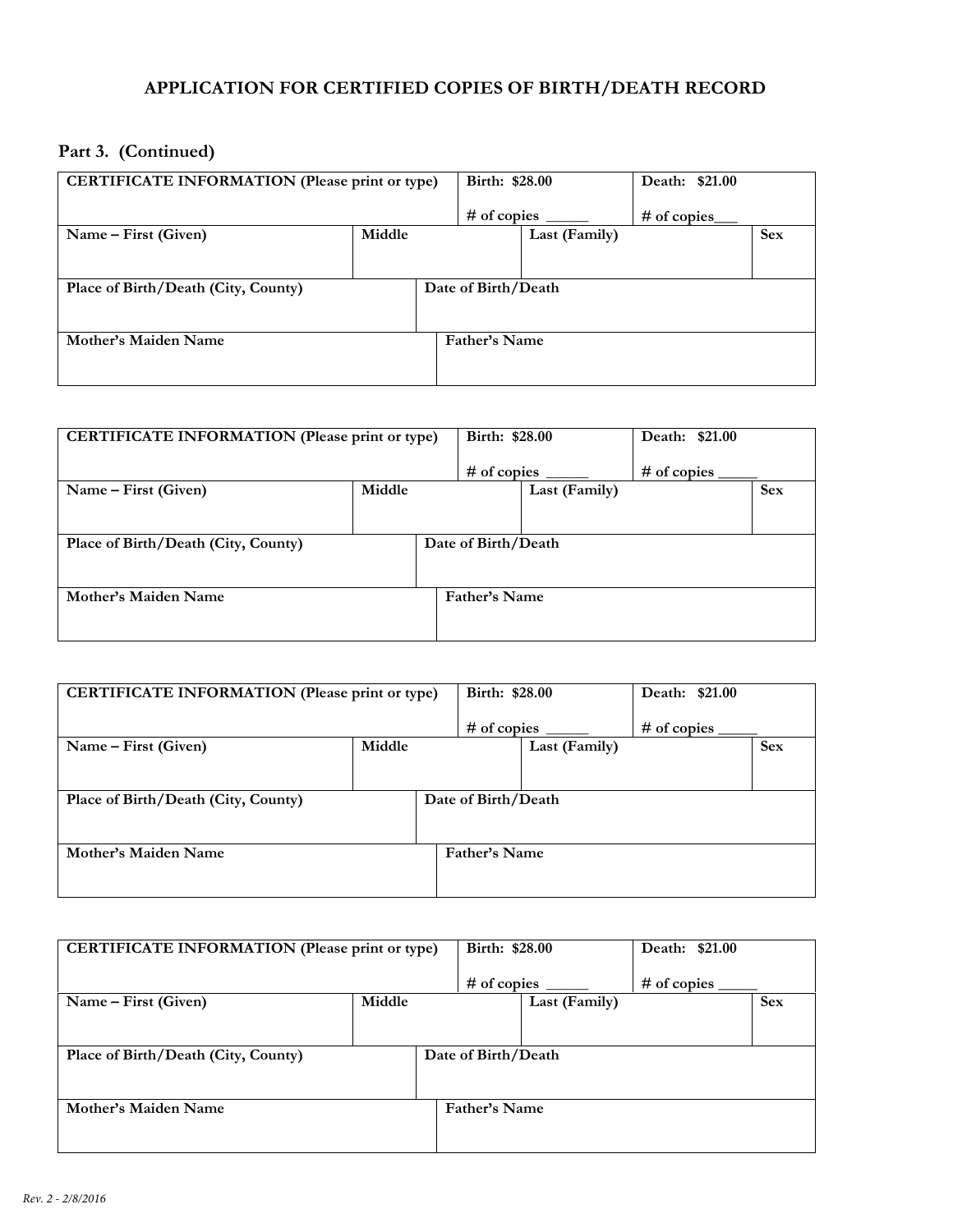# APPLICATION FOR CERTIFIED COPIES OF BIRTH/DEATH RECORD

## Part 3. (Continued)

| **CERTIFICATE INFORMATION (Please print or type)** | | **Birth: $28.00**<br>**# of copies _____** | | **Death: $21.00**<br>**# of copies___** | |
|---|---|---|---|---|---|
| **Name – First (Given)** | **Middle** | | **Last (Family)** | | **Sex** |
| **Place of Birth/Death (City, County)** | | **Date of Birth/Death** | | | |
| **Mother's Maiden Name** | | **Father's Name** | | | |

| **CERTIFICATE INFORMATION (Please print or type)** | | **Birth: $28.00**<br>**# of copies _____** | | **Death: $21.00**<br>**# of copies _____** | |
|---|---|---|---|---|---|
| **Name – First (Given)** | **Middle** | | **Last (Family)** | | **Sex** |
| **Place of Birth/Death (City, County)** | | **Date of Birth/Death** | | | |
| **Mother's Maiden Name** | | **Father's Name** | | | |

| **CERTIFICATE INFORMATION (Please print or type)** | | **Birth: $28.00**<br>**# of copies _____** | | **Death: $21.00**<br>**# of copies _____** | |
|---|---|---|---|---|---|
| **Name – First (Given)** | **Middle** | | **Last (Family)** | | **Sex** |
| **Place of Birth/Death (City, County)** | | **Date of Birth/Death** | | | |
| **Mother's Maiden Name** | | **Father's Name** | | | |

| **CERTIFICATE INFORMATION (Please print or type)** | | **Birth: $28.00**<br>**# of copies _____** | | **Death: $21.00**<br>**# of copies _____** | |
|---|---|---|---|---|---|
| **Name – First (Given)** | **Middle** | | **Last (Family)** | | **Sex** |
| **Place of Birth/Death (City, County)** | | **Date of Birth/Death** | | | |
| **Mother's Maiden Name** | | **Father's Name** | | | |

*Rev. 2 - 2/8/2016*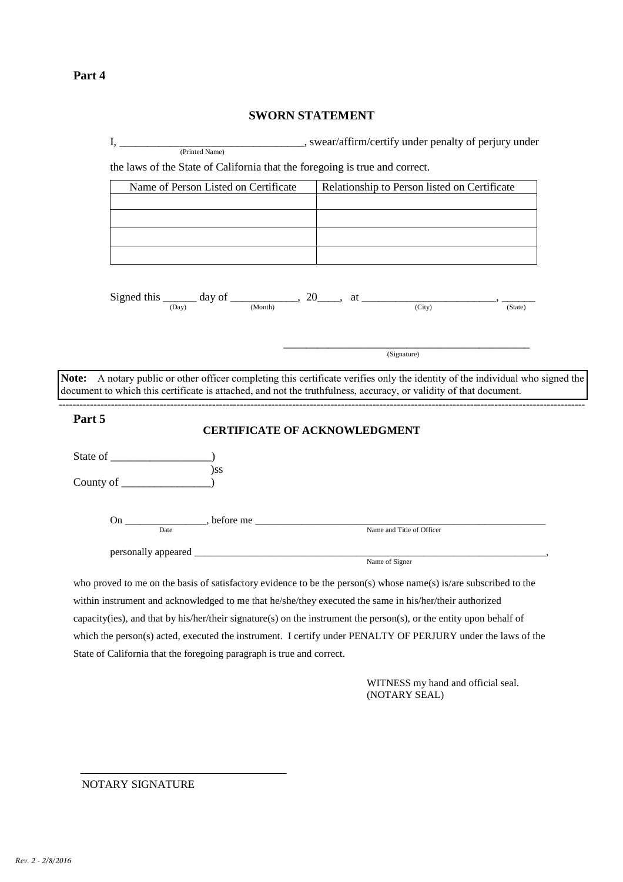**Part 4**

### SWORN STATEMENT

I, ________________________________ (Printed Name), swear/affirm/certify under penalty of perjury under the laws of the State of California that the foregoing is true and correct.

| Name of Person Listed on Certificate | Relationship to Person listed on Certificate |
|---|---|
| | |
| | |
| | |
| | |

Signed this ______ (Day) day of ____________ (Month), 20____, at ________________________ (City), ______ (State)

_______________________________________________
(Signature)

**Note:** A notary public or other officer completing this certificate verifies only the identity of the individual who signed the document to which this certificate is attached, and not the truthfulness, accuracy, or validity of that document.

---

**Part 5**

### CERTIFICATE OF ACKNOWLEDGMENT

State of __________________)
)ss
County of ________________)

On ________________ (Date), before me ____________________________________________ (Name and Title of Officer)

personally appeared ____________________________________________________________ (Name of Signer),

who proved to me on the basis of satisfactory evidence to be the person(s) whose name(s) is/are subscribed to the within instrument and acknowledged to me that he/she/they executed the same in his/her/their authorized capacity(ies), and that by his/her/their signature(s) on the instrument the person(s), or the entity upon behalf of which the person(s) acted, executed the instrument. I certify under PENALTY OF PERJURY under the laws of the State of California that the foregoing paragraph is true and correct.

WITNESS my hand and official seal.
(NOTARY SEAL)

_____________________________________
NOTARY SIGNATURE

*Rev. 2 - 2/8/2016*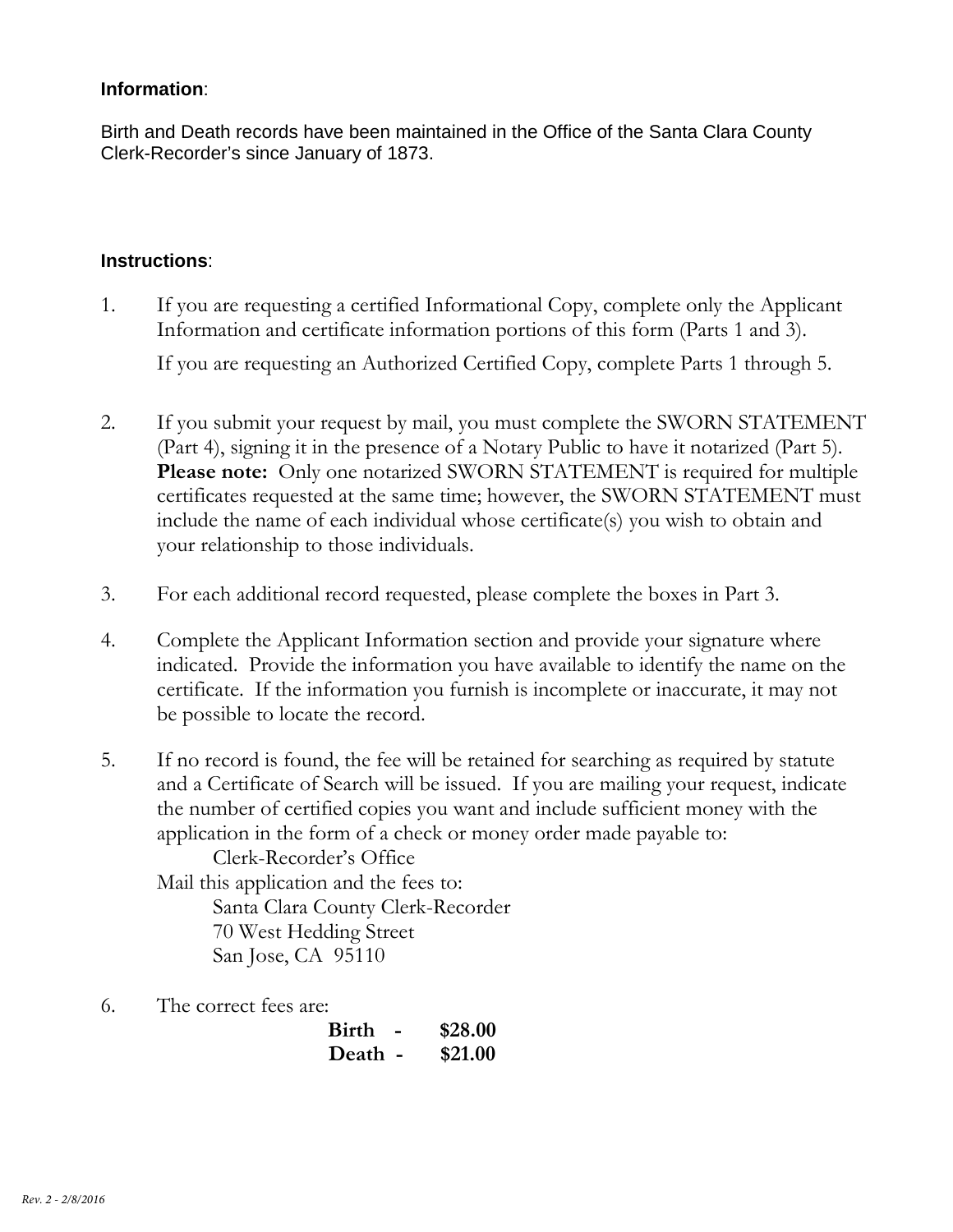**Information**:

Birth and Death records have been maintained in the Office of the Santa Clara County Clerk-Recorder's since January of 1873.

**Instructions**:

1. If you are requesting a certified Informational Copy, complete only the Applicant Information and certificate information portions of this form (Parts 1 and 3).

   If you are requesting an Authorized Certified Copy, complete Parts 1 through 5.

2. If you submit your request by mail, you must complete the SWORN STATEMENT (Part 4), signing it in the presence of a Notary Public to have it notarized (Part 5). **Please note:** Only one notarized SWORN STATEMENT is required for multiple certificates requested at the same time; however, the SWORN STATEMENT must include the name of each individual whose certificate(s) you wish to obtain and your relationship to those individuals.

3. For each additional record requested, please complete the boxes in Part 3.

4. Complete the Applicant Information section and provide your signature where indicated. Provide the information you have available to identify the name on the certificate. If the information you furnish is incomplete or inaccurate, it may not be possible to locate the record.

5. If no record is found, the fee will be retained for searching as required by statute and a Certificate of Search will be issued. If you are mailing your request, indicate the number of certified copies you want and include sufficient money with the application in the form of a check or money order made payable to:

   Clerk-Recorder's Office

   Mail this application and the fees to:

   Santa Clara County Clerk-Recorder
   70 West Hedding Street
   San Jose, CA 95110

6. The correct fees are:

   **Birth - $28.00**
   **Death - $21.00**

*Rev. 2 - 2/8/2016*